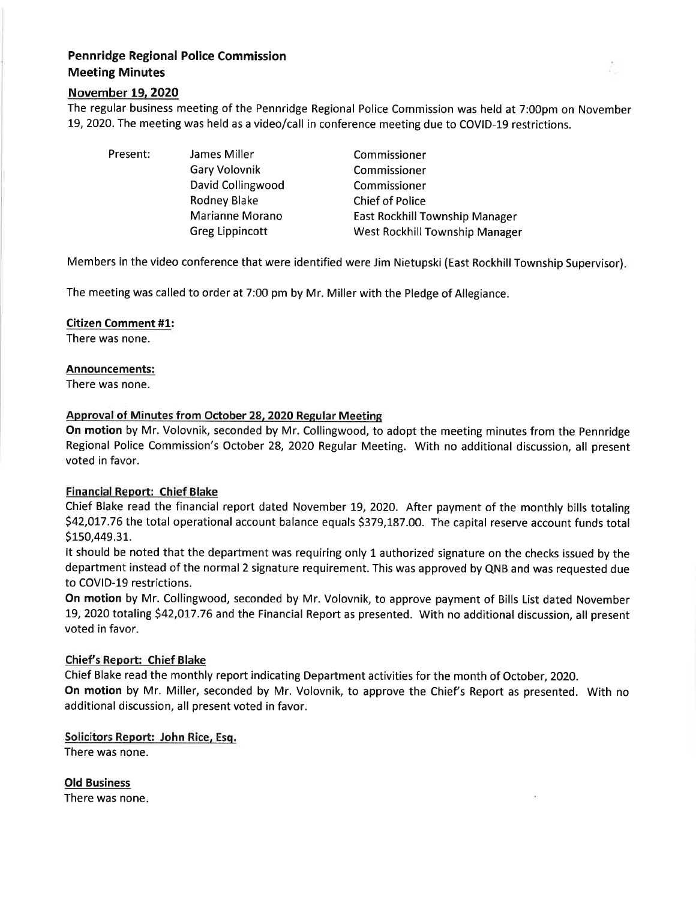# Pennridge Regional Police Commission
## Meeting Minutes

### November 19, 2020

The regular business meeting of the Pennridge Regional Police Commission was held at 7:00pm on November 19, 2020. The meeting was held as a video/call in conference meeting due to COVID-19 restrictions.

| Present: | James Miller | Commissioner |
|---|---|---|
| | Gary Volovnik | Commissioner |
| | David Collingwood | Commissioner |
| | Rodney Blake | Chief of Police |
| | Marianne Morano | East Rockhill Township Manager |
| | Greg Lippincott | West Rockhill Township Manager |

Members in the video conference that were identified were Jim Nietupski (East Rockhill Township Supervisor).

The meeting was called to order at 7:00 pm by Mr. Miller with the Pledge of Allegiance.

**Citizen Comment #1:**
There was none.

**Announcements:**
There was none.

**Approval of Minutes from October 28, 2020 Regular Meeting**
**On motion** by Mr. Volovnik, seconded by Mr. Collingwood, to adopt the meeting minutes from the Pennridge Regional Police Commission's October 28, 2020 Regular Meeting. With no additional discussion, all present voted in favor.

**Financial Report: Chief Blake**
Chief Blake read the financial report dated November 19, 2020. After payment of the monthly bills totaling $42,017.76 the total operational account balance equals $379,187.00. The capital reserve account funds total $150,449.31.

It should be noted that the department was requiring only 1 authorized signature on the checks issued by the department instead of the normal 2 signature requirement. This was approved by QNB and was requested due to COVID-19 restrictions.

**On motion** by Mr. Collingwood, seconded by Mr. Volovnik, to approve payment of Bills List dated November 19, 2020 totaling $42,017.76 and the Financial Report as presented. With no additional discussion, all present voted in favor.

**Chief's Report: Chief Blake**
Chief Blake read the monthly report indicating Department activities for the month of October, 2020.
**On motion** by Mr. Miller, seconded by Mr. Volovnik, to approve the Chief's Report as presented. With no additional discussion, all present voted in favor.

**Solicitors Report: John Rice, Esq.**
There was none.

**Old Business**
There was none.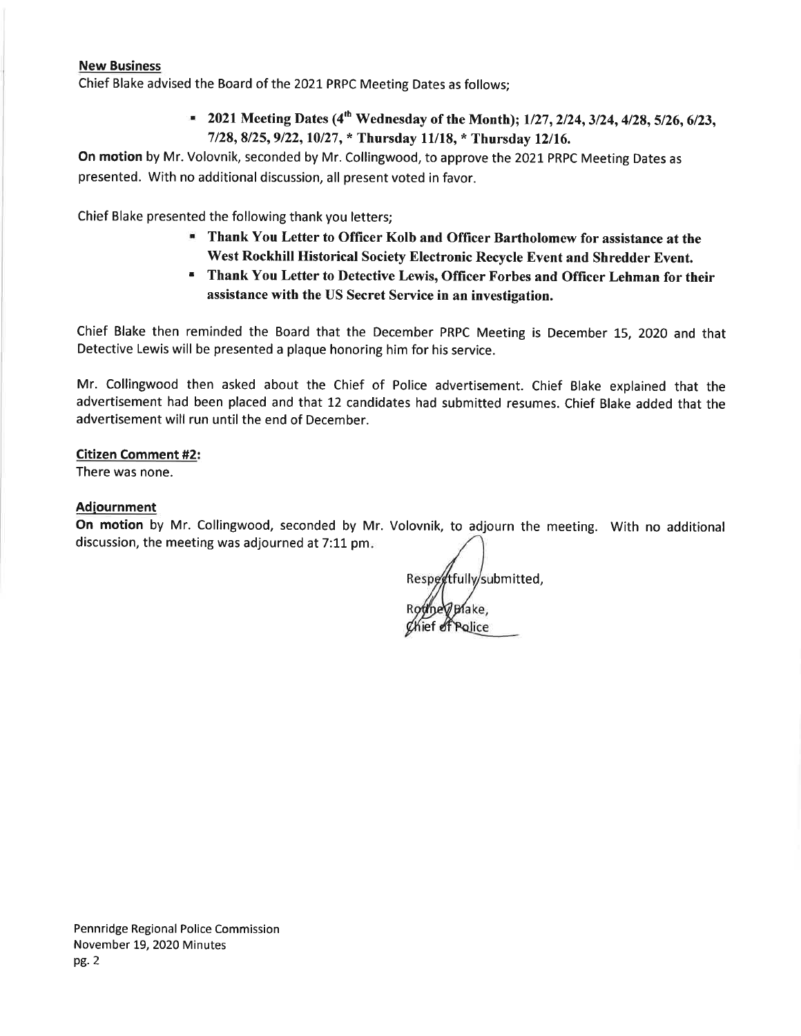**New Business**

Chief Blake advised the Board of the 2021 PRPC Meeting Dates as follows;

- **2021 Meeting Dates (4th Wednesday of the Month); 1/27, 2/24, 3/24, 4/28, 5/26, 6/23, 7/28, 8/25, 9/22, 10/27, * Thursday 11/18, * Thursday 12/16.**

**On motion** by Mr. Volovnik, seconded by Mr. Collingwood, to approve the 2021 PRPC Meeting Dates as presented. With no additional discussion, all present voted in favor.

Chief Blake presented the following thank you letters;

- **Thank You Letter to Officer Kolb and Officer Bartholomew for assistance at the West Rockhill Historical Society Electronic Recycle Event and Shredder Event.**
- **Thank You Letter to Detective Lewis, Officer Forbes and Officer Lehman for their assistance with the US Secret Service in an investigation.**

Chief Blake then reminded the Board that the December PRPC Meeting is December 15, 2020 and that Detective Lewis will be presented a plaque honoring him for his service.

Mr. Collingwood then asked about the Chief of Police advertisement. Chief Blake explained that the advertisement had been placed and that 12 candidates had submitted resumes. Chief Blake added that the advertisement will run until the end of December.

**Citizen Comment #2:**

There was none.

**Adjournment**

**On motion** by Mr. Collingwood, seconded by Mr. Volovnik, to adjourn the meeting. With no additional discussion, the meeting was adjourned at 7:11 pm.

Respectfully submitted,

Rodney Blake,
Chief of Police

Pennridge Regional Police Commission
November 19, 2020 Minutes